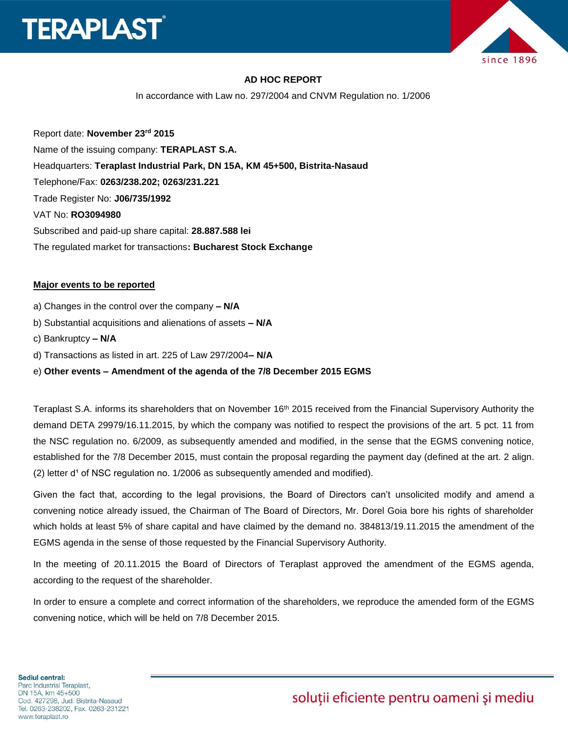## AD HOC REPORT

In accordance with Law no. 297/2004 and CNVM Regulation no. 1/2006

Report date: **November 23rd 2015**

Name of the issuing company: **TERAPLAST S.A.**

Headquarters: **Teraplast Industrial Park, DN 15A, KM 45+500, Bistrita-Nasaud**

Telephone/Fax: **0263/238.202; 0263/231.221**

Trade Register No: **J06/735/1992**

VAT No: **RO3094980**

Subscribed and paid-up share capital: **28.887.588 lei**

The regulated market for transactions**: Bucharest Stock Exchange**

**Major events to be reported**

a) Changes in the control over the company **– N/A**

b) Substantial acquisitions and alienations of assets **– N/A**

c) Bankruptcy **– N/A**

d) Transactions as listed in art. 225 of Law 297/2004**– N/A**

e) **Other events – Amendment of the agenda of the 7/8 December 2015 EGMS**

Teraplast S.A. informs its shareholders that on November 16th 2015 received from the Financial Supervisory Authority the demand DETA 29979/16.11.2015, by which the company was notified to respect the provisions of the art. 5 pct. 11 from the NSC regulation no. 6/2009, as subsequently amended and modified, in the sense that the EGMS convening notice, established for the 7/8 December 2015, must contain the proposal regarding the payment day (defined at the art. 2 align. (2) letter d¹ of NSC regulation no. 1/2006 as subsequently amended and modified).

Given the fact that, according to the legal provisions, the Board of Directors can't unsolicited modify and amend a convening notice already issued, the Chairman of The Board of Directors, Mr. Dorel Goia bore his rights of shareholder which holds at least 5% of share capital and have claimed by the demand no. 384813/19.11.2015 the amendment of the EGMS agenda in the sense of those requested by the Financial Supervisory Authority.

In the meeting of 20.11.2015 the Board of Directors of Teraplast approved the amendment of the EGMS agenda, according to the request of the shareholder.

In order to ensure a complete and correct information of the shareholders, we reproduce the amended form of the EGMS convening notice, which will be held on 7/8 December 2015.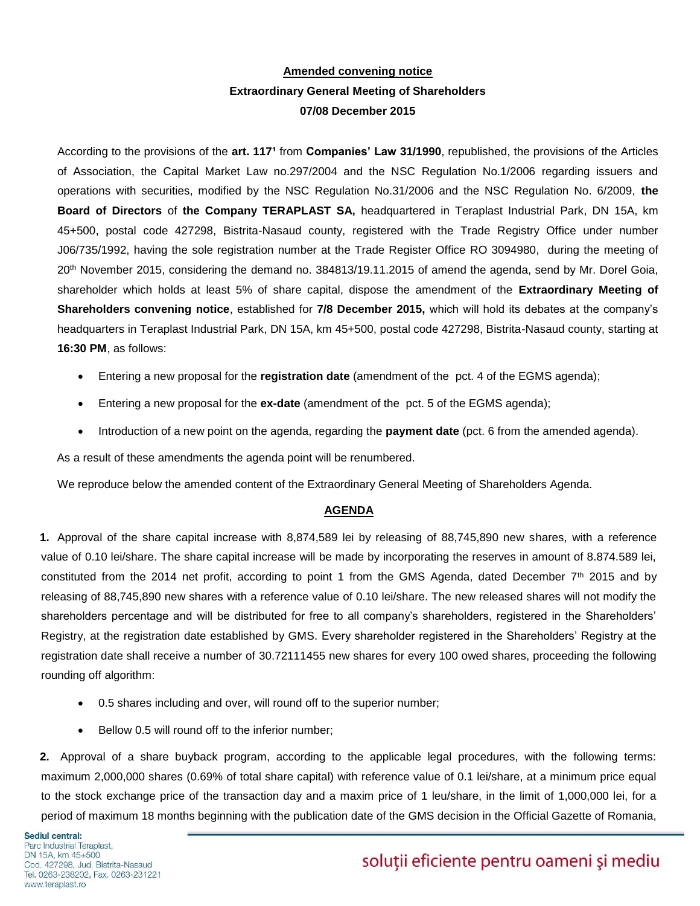**Amended convening notice**

**Extraordinary General Meeting of Shareholders**

**07/08 December 2015**

According to the provisions of the **art. 117¹** from **Companies' Law 31/1990**, republished, the provisions of the Articles of Association, the Capital Market Law no.297/2004 and the NSC Regulation No.1/2006 regarding issuers and operations with securities, modified by the NSC Regulation No.31/2006 and the NSC Regulation No. 6/2009, **the Board of Directors** of **the Company TERAPLAST SA,** headquartered in Teraplast Industrial Park, DN 15A, km 45+500, postal code 427298, Bistrita-Nasaud county, registered with the Trade Registry Office under number J06/735/1992, having the sole registration number at the Trade Register Office RO 3094980, during the meeting of 20th November 2015, considering the demand no. 384813/19.11.2015 of amend the agenda, send by Mr. Dorel Goia, shareholder which holds at least 5% of share capital, dispose the amendment of the **Extraordinary Meeting of Shareholders convening notice**, established for **7/8 December 2015,** which will hold its debates at the company's headquarters in Teraplast Industrial Park, DN 15A, km 45+500, postal code 427298, Bistrita-Nasaud county, starting at **16:30 PM**, as follows:

- Entering a new proposal for the **registration date** (amendment of the pct. 4 of the EGMS agenda);
- Entering a new proposal for the **ex-date** (amendment of the pct. 5 of the EGMS agenda);
- Introduction of a new point on the agenda, regarding the **payment date** (pct. 6 from the amended agenda).

As a result of these amendments the agenda point will be renumbered.

We reproduce below the amended content of the Extraordinary General Meeting of Shareholders Agenda.

**AGENDA**

**1.** Approval of the share capital increase with 8,874,589 lei by releasing of 88,745,890 new shares, with a reference value of 0.10 lei/share. The share capital increase will be made by incorporating the reserves in amount of 8.874.589 lei, constituted from the 2014 net profit, according to point 1 from the GMS Agenda, dated December 7th 2015 and by releasing of 88,745,890 new shares with a reference value of 0.10 lei/share. The new released shares will not modify the shareholders percentage and will be distributed for free to all company's shareholders, registered in the Shareholders' Registry, at the registration date established by GMS. Every shareholder registered in the Shareholders' Registry at the registration date shall receive a number of 30.72111455 new shares for every 100 owed shares, proceeding the following rounding off algorithm:

- 0.5 shares including and over, will round off to the superior number;
- Bellow 0.5 will round off to the inferior number;

**2.** Approval of a share buyback program, according to the applicable legal procedures, with the following terms: maximum 2,000,000 shares (0.69% of total share capital) with reference value of 0.1 lei/share, at a minimum price equal to the stock exchange price of the transaction day and a maxim price of 1 leu/share, in the limit of 1,000,000 lei, for a period of maximum 18 months beginning with the publication date of the GMS decision in the Official Gazette of Romania,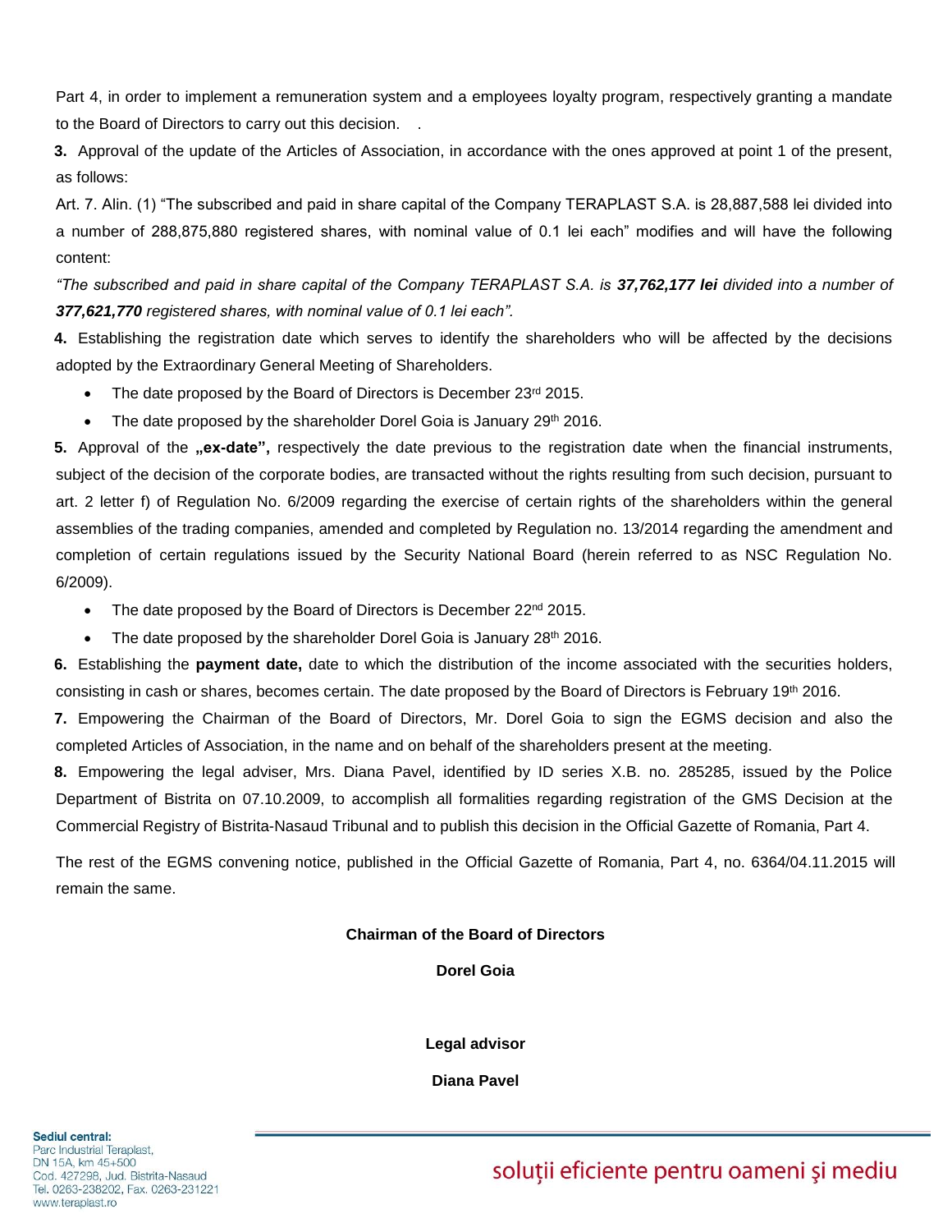Part 4, in order to implement a remuneration system and a employees loyalty program, respectively granting a mandate to the Board of Directors to carry out this decision. .

**3.** Approval of the update of the Articles of Association, in accordance with the ones approved at point 1 of the present, as follows:

Art. 7. Alin. (1) "The subscribed and paid in share capital of the Company TERAPLAST S.A. is 28,887,588 lei divided into a number of 288,875,880 registered shares, with nominal value of 0.1 lei each" modifies and will have the following content:

*"The subscribed and paid in share capital of the Company TERAPLAST S.A. is* ***37,762,177 lei*** *divided into a number of* ***377,621,770*** *registered shares, with nominal value of 0.1 lei each".*

**4.** Establishing the registration date which serves to identify the shareholders who will be affected by the decisions adopted by the Extraordinary General Meeting of Shareholders.

- The date proposed by the Board of Directors is December 23rd 2015.
- The date proposed by the shareholder Dorel Goia is January 29th 2016.

**5.** Approval of the **„ex-date",** respectively the date previous to the registration date when the financial instruments, subject of the decision of the corporate bodies, are transacted without the rights resulting from such decision, pursuant to art. 2 letter f) of Regulation No. 6/2009 regarding the exercise of certain rights of the shareholders within the general assemblies of the trading companies, amended and completed by Regulation no. 13/2014 regarding the amendment and completion of certain regulations issued by the Security National Board (herein referred to as NSC Regulation No. 6/2009).

- The date proposed by the Board of Directors is December 22nd 2015.
- The date proposed by the shareholder Dorel Goia is January 28th 2016.

**6.** Establishing the **payment date,** date to which the distribution of the income associated with the securities holders, consisting in cash or shares, becomes certain. The date proposed by the Board of Directors is February 19th 2016.

**7.** Empowering the Chairman of the Board of Directors, Mr. Dorel Goia to sign the EGMS decision and also the completed Articles of Association, in the name and on behalf of the shareholders present at the meeting.

**8.** Empowering the legal adviser, Mrs. Diana Pavel, identified by ID series X.B. no. 285285, issued by the Police Department of Bistrita on 07.10.2009, to accomplish all formalities regarding registration of the GMS Decision at the Commercial Registry of Bistrita-Nasaud Tribunal and to publish this decision in the Official Gazette of Romania, Part 4.

The rest of the EGMS convening notice, published in the Official Gazette of Romania, Part 4, no. 6364/04.11.2015 will remain the same.

**Chairman of the Board of Directors**

**Dorel Goia**

**Legal advisor**

**Diana Pavel**